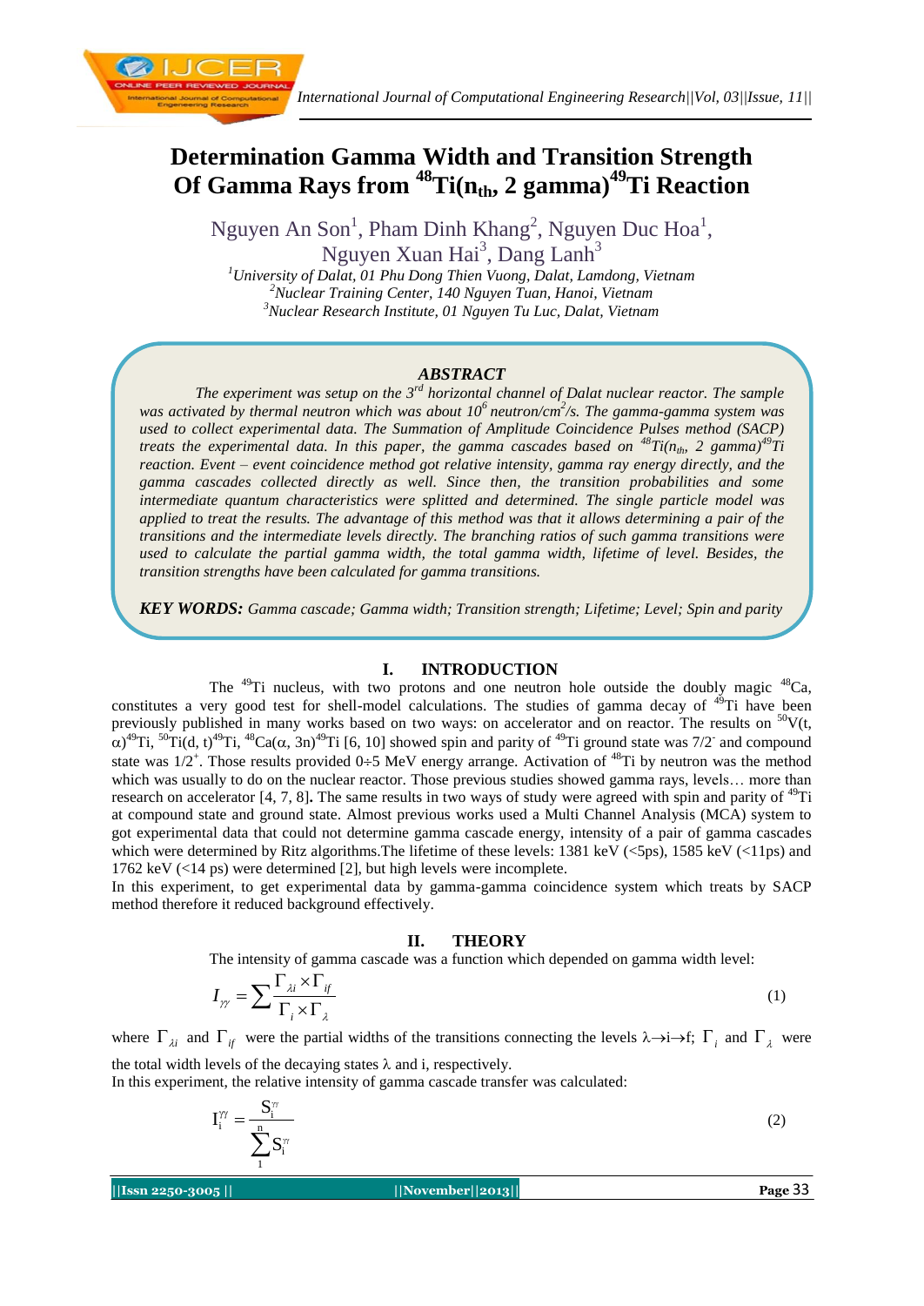# Determination Gamma Width and Transition Strength Of Gamma Rays from $^{48}$Ti($n_{th}$, 2 gamma)$^{49}$Ti Reaction

Nguyen An Son[1], Pham Dinh Khang[2], Nguyen Duc Hoa[1], Nguyen Xuan Hai[3], Dang Lanh[3]

[1]*University of Dalat, 01 Phu Dong Thien Vuong, Dalat, Lamdong, Vietnam*
[2]*Nuclear Training Center, 140 Nguyen Tuan, Hanoi, Vietnam*
[3]*Nuclear Research Institute, 01 Nguyen Tu Luc, Dalat, Vietnam*

## *ABSTRACT*

*The experiment was setup on the 3[rd] horizontal channel of Dalat nuclear reactor. The sample was activated by thermal neutron which was about $10^6$ neutron/cm$^2$/s. The gamma-gamma system was used to collect experimental data. The Summation of Amplitude Coincidence Pulses method (SACP) treats the experimental data. In this paper, the gamma cascades based on $^{48}$Ti($n_{th}$, 2 gamma)$^{49}$Ti reaction. Event – event coincidence method got relative intensity, gamma ray energy directly, and the gamma cascades collected directly as well. Since then, the transition probabilities and some intermediate quantum characteristics were splitted and determined. The single particle model was applied to treat the results. The advantage of this method was that it allows determining a pair of the transitions and the intermediate levels directly. The branching ratios of such gamma transitions were used to calculate the partial gamma width, the total gamma width, lifetime of level. Besides, the transition strengths have been calculated for gamma transitions.*

***KEY WORDS:*** *Gamma cascade; Gamma width; Transition strength; Lifetime; Level; Spin and parity*

## I. INTRODUCTION

The $^{49}$Ti nucleus, with two protons and one neutron hole outside the doubly magic $^{48}$Ca, constitutes a very good test for shell-model calculations. The studies of gamma decay of $^{49}$Ti have been previously published in many works based on two ways: on accelerator and on reactor. The results on $^{50}$V(t, α)$^{49}$Ti, $^{50}$Ti(d, t)$^{49}$Ti, $^{48}$Ca(α, 3n)$^{49}$Ti [6, 10] showed spin and parity of $^{49}$Ti ground state was $7/2^-$ and compound state was $1/2^+$. Those results provided 0÷5 MeV energy arrange. Activation of $^{48}$Ti by neutron was the method which was usually to do on the nuclear reactor. Those previous studies showed gamma rays, levels… more than research on accelerator [4, 7, 8]**.** The same results in two ways of study were agreed with spin and parity of $^{49}$Ti at compound state and ground state. Almost previous works used a Multi Channel Analysis (MCA) system to got experimental data that could not determine gamma cascade energy, intensity of a pair of gamma cascades which were determined by Ritz algorithms.The lifetime of these levels: 1381 keV (<5ps), 1585 keV (<11ps) and 1762 keV (<14 ps) were determined [2], but high levels were incomplete.

In this experiment, to get experimental data by gamma-gamma coincidence system which treats by SACP method therefore it reduced background effectively.

## II. THEORY

The intensity of gamma cascade was a function which depended on gamma width level:

$$I_{\gamma\gamma} = \sum \frac{\Gamma_{\lambda i} \times \Gamma_{if}}{\Gamma_i \times \Gamma_\lambda} \tag{1}$$

where $\Gamma_{\lambda i}$ and $\Gamma_{if}$ were the partial widths of the transitions connecting the levels λ→i→f; $\Gamma_i$ and $\Gamma_\lambda$ were the total width levels of the decaying states λ and i, respectively.

In this experiment, the relative intensity of gamma cascade transfer was calculated:

$$I_i^{\gamma\gamma} = \frac{S_i^{\gamma\gamma}}{\sum_1^n S_i^{\gamma\gamma}} \tag{2}$$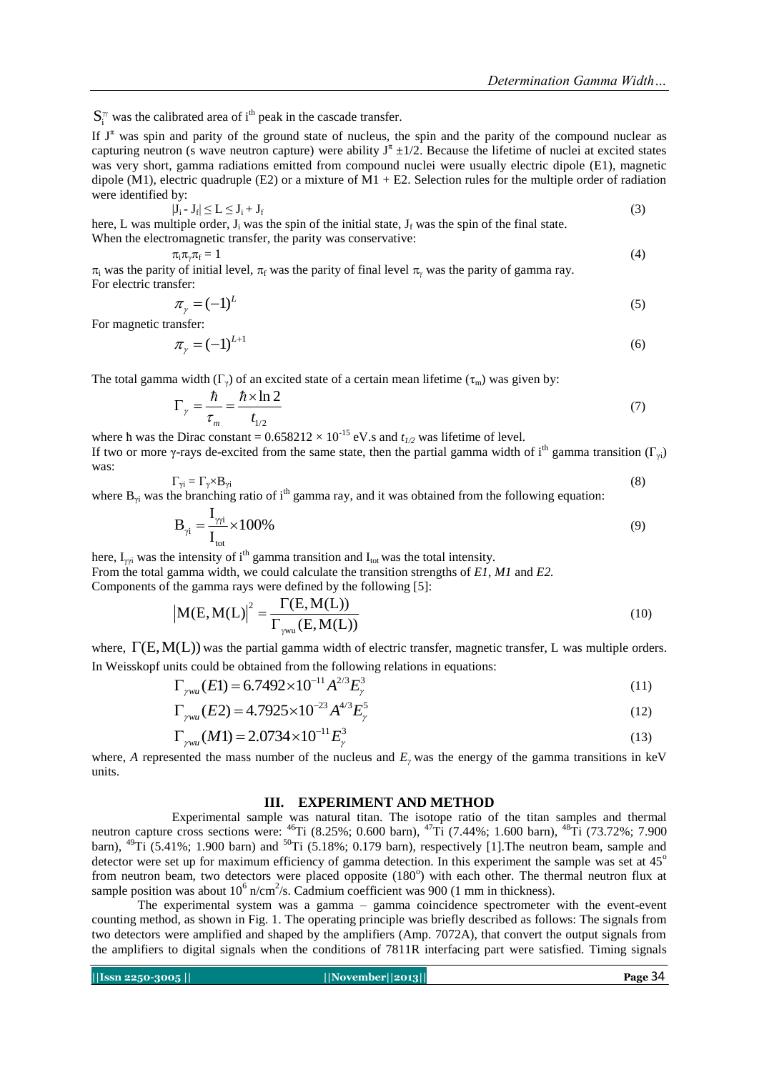$S_i^{\gamma\gamma}$ was the calibrated area of i[th] peak in the cascade transfer.

If $J^\pi$ was spin and parity of the ground state of nucleus, the spin and the parity of the compound nuclear as capturing neutron (s wave neutron capture) were ability $J^\pi \pm 1/2$. Because the lifetime of nuclei at excited states was very short, gamma radiations emitted from compound nuclei were usually electric dipole (E1), magnetic dipole (M1), electric quadruple (E2) or a mixture of M1 + E2. Selection rules for the multiple order of radiation were identified by:

$$|J_i - J_f| \leq L \leq J_i + J_f \tag{3}$$

here, L was multiple order, $J_i$ was the spin of the initial state, $J_f$ was the spin of the final state.
When the electromagnetic transfer, the parity was conservative:

$$\pi_i \pi_\gamma \pi_f = 1 \tag{4}$$

$\pi_i$ was the parity of initial level, $\pi_f$ was the parity of final level $\pi_\gamma$ was the parity of gamma ray.
For electric transfer:

$$\pi_\gamma = (-1)^L \tag{5}$$

For magnetic transfer:

$$\pi_\gamma = (-1)^{L+1} \tag{6}$$

The total gamma width ($\Gamma_\gamma$) of an excited state of a certain mean lifetime ($\tau_m$) was given by:

$$\Gamma_\gamma = \frac{\hbar}{\tau_m} = \frac{\hbar \times \ln 2}{t_{1/2}} \tag{7}$$

where ħ was the Dirac constant = $0.658212 \times 10^{-15}$ eV.s and $t_{1/2}$ was lifetime of level.
If two or more γ-rays de-excited from the same state, then the partial gamma width of i[th] gamma transition ($\Gamma_{\gamma i}$) was:

$$\Gamma_{\gamma i} = \Gamma_\gamma \times B_{\gamma i} \tag{8}$$

where $B_{\gamma i}$ was the branching ratio of i[th] gamma ray, and it was obtained from the following equation:

$$B_{\gamma i} = \frac{I_{\gamma\gamma i}}{I_{tot}} \times 100\% \tag{9}$$

here, $I_{\gamma\gamma i}$ was the intensity of i[th] gamma transition and $I_{tot}$ was the total intensity.
From the total gamma width, we could calculate the transition strengths of *E1*, *M1* and *E2.*
Components of the gamma rays were defined by the following [5]:

$$|M(E, M(L)|^2 = \frac{\Gamma(E, M(L))}{\Gamma_{\gamma wu}(E, M(L))} \tag{10}$$

where, $\Gamma(E, M(L))$ was the partial gamma width of electric transfer, magnetic transfer, L was multiple orders.
In Weisskopf units could be obtained from the following relations in equations:

$$\Gamma_{\gamma wu}(E1) = 6.7492 \times 10^{-11} A^{2/3} E_\gamma^3 \tag{11}$$

$$\Gamma_{\gamma wu}(E2) = 4.7925 \times 10^{-23} A^{4/3} E_\gamma^5 \tag{12}$$

$$\Gamma_{\gamma wu}(M1) = 2.0734 \times 10^{-11} E_\gamma^3 \tag{13}$$

where, *A* represented the mass number of the nucleus and $E_\gamma$ was the energy of the gamma transitions in keV units.

## III. EXPERIMENT AND METHOD

Experimental sample was natural titan. The isotope ratio of the titan samples and thermal neutron capture cross sections were: $^{46}$Ti (8.25%; 0.600 barn), $^{47}$Ti (7.44%; 1.600 barn), $^{48}$Ti (73.72%; 7.900 barn), $^{49}$Ti (5.41%; 1.900 barn) and $^{50}$Ti (5.18%; 0.179 barn), respectively [1].The neutron beam, sample and detector were set up for maximum efficiency of gamma detection. In this experiment the sample was set at 45° from neutron beam, two detectors were placed opposite (180°) with each other. The thermal neutron flux at sample position was about $10^6$ n/cm$^2$/s. Cadmium coefficient was 900 (1 mm in thickness).

The experimental system was a gamma – gamma coincidence spectrometer with the event-event counting method, as shown in Fig. 1. The operating principle was briefly described as follows: The signals from two detectors were amplified and shaped by the amplifiers (Amp. 7072A), that convert the output signals from the amplifiers to digital signals when the conditions of 7811R interfacing part were satisfied. Timing signals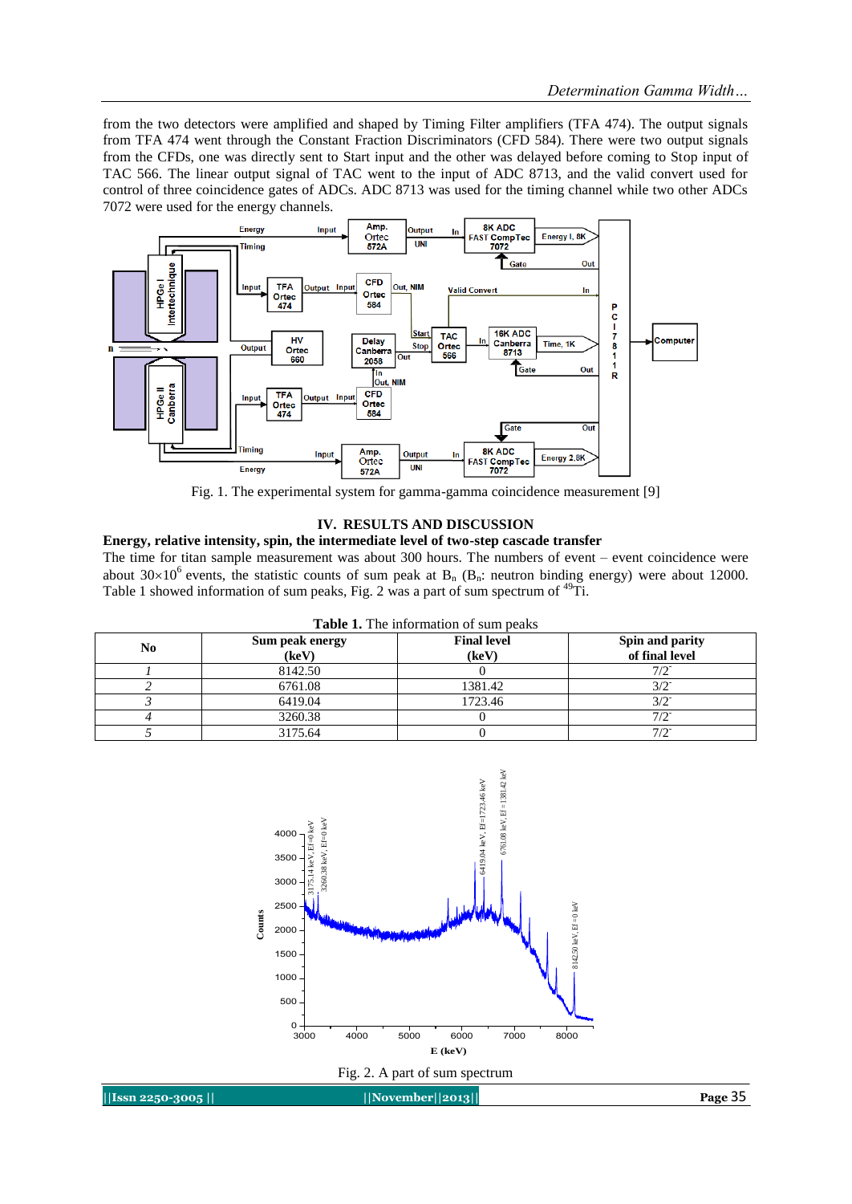from the two detectors were amplified and shaped by Timing Filter amplifiers (TFA 474). The output signals from TFA 474 went through the Constant Fraction Discriminators (CFD 584). There were two output signals from the CFDs, one was directly sent to Start input and the other was delayed before coming to Stop input of TAC 566. The linear output signal of TAC went to the input of ADC 8713, and the valid convert used for control of three coincidence gates of ADCs. ADC 8713 was used for the timing channel while two other ADCs 7072 were used for the energy channels.

Fig. 1. The experimental system for gamma-gamma coincidence measurement [9]

## IV. RESULTS AND DISCUSSION

**Energy, relative intensity, spin, the intermediate level of two-step cascade transfer**

The time for titan sample measurement was about 300 hours. The numbers of event – event coincidence were about $30\times10^{6}$ events, the statistic counts of sum peak at $B_n$ ($B_n$: neutron binding energy) were about 12000. Table 1 showed information of sum peaks, Fig. 2 was a part of sum spectrum of $^{49}$Ti.

**Table 1.** The information of sum peaks

| No | Sum peak energy (keV) | Final level (keV) | Spin and parity of final level |
|---|---|---|---|
| *1* | 8142.50 | 0 | $7/2^-$ |
| *2* | 6761.08 | 1381.42 | $3/2^-$ |
| *3* | 6419.04 | 1723.46 | $3/2^-$ |
| *4* | 3260.38 | 0 | $7/2^-$ |
| *5* | 3175.64 | 0 | $7/2^-$ |

Fig. 2. A part of sum spectrum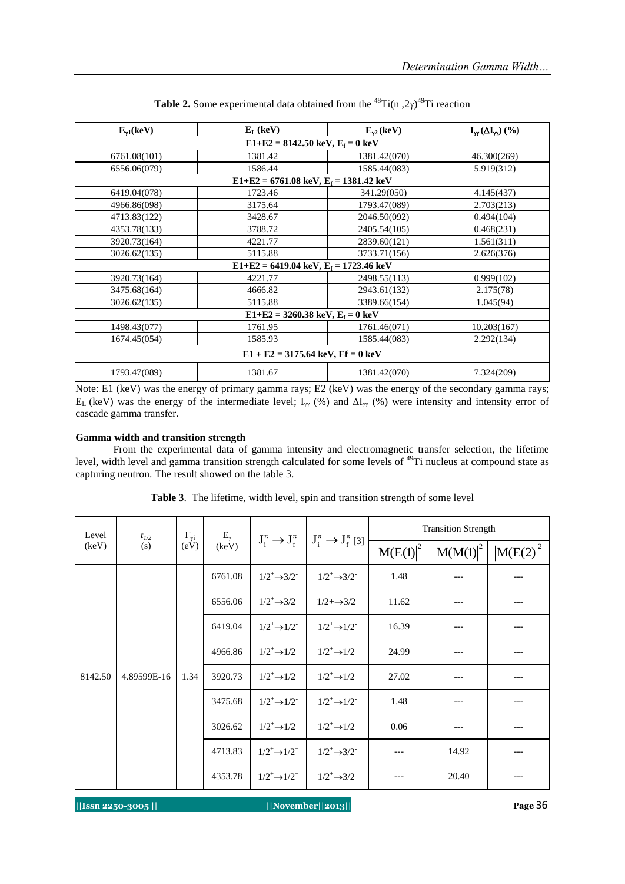**Table 2.** Some experimental data obtained from the $^{48}Ti(n,2\gamma)^{49}Ti$ reaction

| $E_{\gamma 1}$(keV) | $E_L$ (keV) | $E_{\gamma 2}$ (keV) | $I_{\gamma\gamma}(\Delta I_{\gamma\gamma})$ (%) |
|---|---|---|---|
| **E1+E2 = 8142.50 keV, $E_f$ = 0 keV** | | | |
| 6761.08(101) | 1381.42 | 1381.42(070) | 46.300(269) |
| 6556.06(079) | 1586.44 | 1585.44(083) | 5.919(312) |
| **E1+E2 = 6761.08 keV, $E_f$ = 1381.42 keV** | | | |
| 6419.04(078) | 1723.46 | 341.29(050) | 4.145(437) |
| 4966.86(098) | 3175.64 | 1793.47(089) | 2.703(213) |
| 4713.83(122) | 3428.67 | 2046.50(092) | 0.494(104) |
| 4353.78(133) | 3788.72 | 2405.54(105) | 0.468(231) |
| 3920.73(164) | 4221.77 | 2839.60(121) | 1.561(311) |
| 3026.62(135) | 5115.88 | 3733.71(156) | 2.626(376) |
| **E1+E2 = 6419.04 keV, $E_f$ = 1723.46 keV** | | | |
| 3920.73(164) | 4221.77 | 2498.55(113) | 0.999(102) |
| 3475.68(164) | 4666.82 | 2943.61(132) | 2.175(78) |
| 3026.62(135) | 5115.88 | 3389.66(154) | 1.045(94) |
| **E1+E2 = 3260.38 keV, $E_f$ = 0 keV** | | | |
| 1498.43(077) | 1761.95 | 1761.46(071) | 10.203(167) |
| 1674.45(054) | 1585.93 | 1585.44(083) | 2.292(134) |
| **E1 + E2 = 3175.64 keV, Ef = 0 keV** | | | |
| 1793.47(089) | 1381.67 | 1381.42(070) | 7.324(209) |

Note: E1 (keV) was the energy of primary gamma rays; E2 (keV) was the energy of the secondary gamma rays; $E_L$ (keV) was the energy of the intermediate level; $I_{\gamma\gamma}$ (%) and $\Delta I_{\gamma\gamma}$ (%) were intensity and intensity error of cascade gamma transfer.

**Gamma width and transition strength**

From the experimental data of gamma intensity and electromagnetic transfer selection, the lifetime level, width level and gamma transition strength calculated for some levels of $^{49}Ti$ nucleus at compound state as capturing neutron. The result showed on the table 3.

**Table 3**. The lifetime, width level, spin and transition strength of some level

| Level (keV) | $t_{1/2}$ (s) | $\Gamma_{\gamma i}$ (eV) | $E_\gamma$ (keV) | $J_i^\pi \rightarrow J_f^\pi$ | $J_i^\pi \rightarrow J_f^\pi$ [3] | Transition Strength | | |
|---|---|---|---|---|---|---|---|---|
| | | | | | | $\|M(E1)\|^2$ | $\|M(M1)\|^2$ | $\|M(E2)\|^2$ |
| 8142.50 | 4.89599E-16 | 1.34 | 6761.08 | $1/2^+\rightarrow3/2^-$ | $1/2^+\rightarrow3/2^-$ | 1.48 | --- | --- |
| | | | 6556.06 | $1/2^+\rightarrow3/2^-$ | $1/2+\rightarrow3/2^-$ | 11.62 | --- | --- |
| | | | 6419.04 | $1/2^+\rightarrow1/2^-$ | $1/2^+\rightarrow1/2^-$ | 16.39 | --- | --- |
| | | | 4966.86 | $1/2^+\rightarrow1/2^-$ | $1/2^+\rightarrow1/2^-$ | 24.99 | --- | --- |
| | | | 3920.73 | $1/2^+\rightarrow1/2^-$ | $1/2^+\rightarrow1/2^-$ | 27.02 | --- | --- |
| | | | 3475.68 | $1/2^+\rightarrow1/2^-$ | $1/2^+\rightarrow1/2^-$ | 1.48 | --- | --- |
| | | | 3026.62 | $1/2^+\rightarrow1/2^-$ | $1/2^+\rightarrow1/2^-$ | 0.06 | --- | --- |
| | | | 4713.83 | $1/2^+\rightarrow1/2^+$ | $1/2^+\rightarrow3/2^-$ | --- | 14.92 | --- |
| | | | 4353.78 | $1/2^+\rightarrow1/2^+$ | $1/2^+\rightarrow3/2^-$ | --- | 20.40 | --- |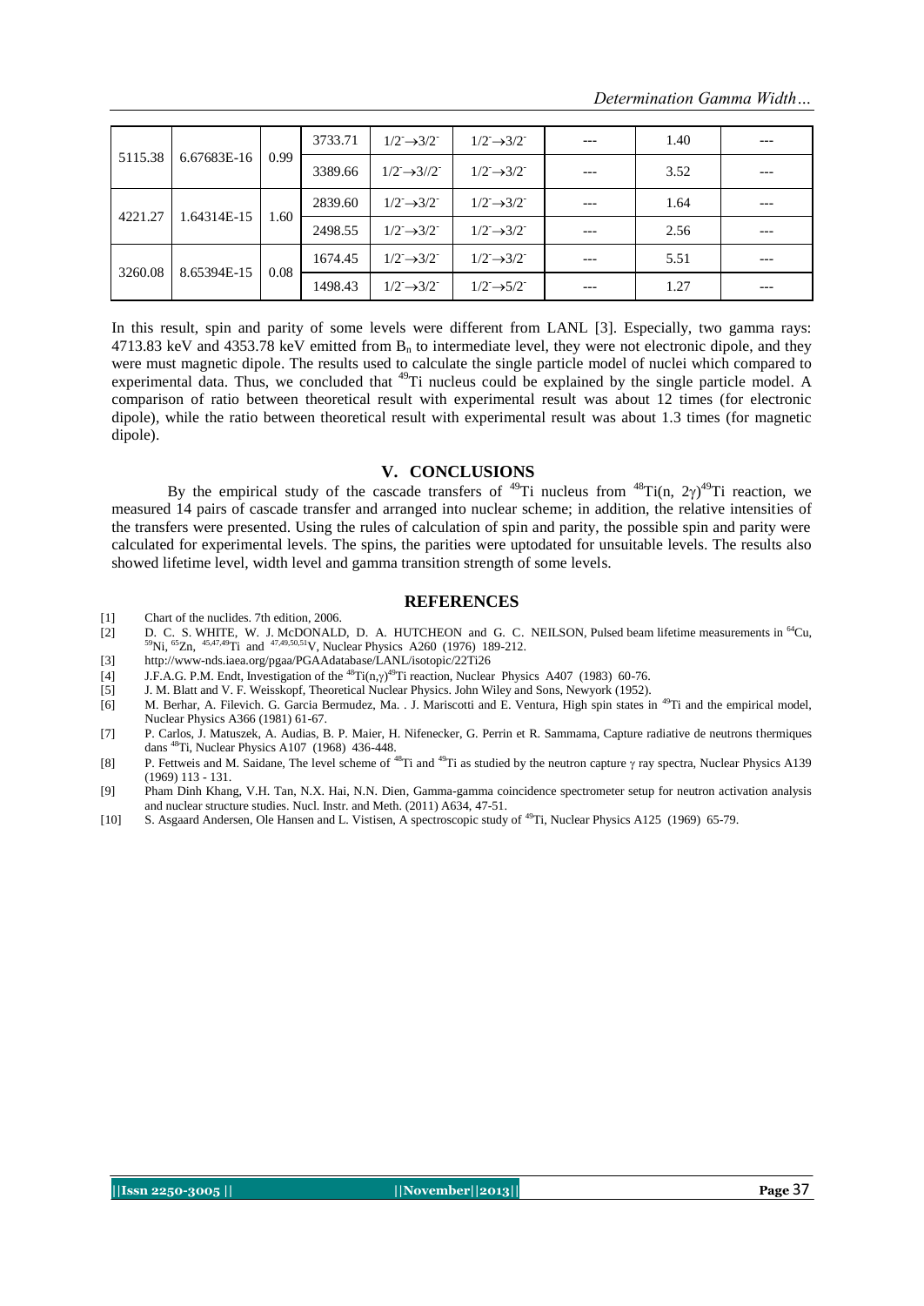| | | | | | | | | |
|---|---|---|---|---|---|---|---|---|
| 5115.38 | 6.67683E-16 | 0.99 | 3733.71 | $1/2^- \rightarrow 3/2^-$ | $1/2^- \rightarrow 3/2^-$ | --- | 1.40 | --- |
| | | | 3389.66 | $1/2^- \rightarrow 3//2^-$ | $1/2^- \rightarrow 3/2^-$ | --- | 3.52 | --- |
| 4221.27 | 1.64314E-15 | 1.60 | 2839.60 | $1/2^- \rightarrow 3/2^-$ | $1/2^- \rightarrow 3/2^-$ | --- | 1.64 | --- |
| | | | 2498.55 | $1/2^- \rightarrow 3/2^-$ | $1/2^- \rightarrow 3/2^-$ | --- | 2.56 | --- |
| 3260.08 | 8.65394E-15 | 0.08 | 1674.45 | $1/2^- \rightarrow 3/2^-$ | $1/2^- \rightarrow 3/2^-$ | --- | 5.51 | --- |
| | | | 1498.43 | $1/2^- \rightarrow 3/2^-$ | $1/2^- \rightarrow 5/2^-$ | --- | 1.27 | --- |

In this result, spin and parity of some levels were different from LANL [3]. Especially, two gamma rays: 4713.83 keV and 4353.78 keV emitted from $B_n$ to intermediate level, they were not electronic dipole, and they were must magnetic dipole. The results used to calculate the single particle model of nuclei which compared to experimental data. Thus, we concluded that $^{49}$Ti nucleus could be explained by the single particle model. A comparison of ratio between theoretical result with experimental result was about 12 times (for electronic dipole), while the ratio between theoretical result with experimental result was about 1.3 times (for magnetic dipole).

## V. CONCLUSIONS

By the empirical study of the cascade transfers of $^{49}$Ti nucleus from $^{48}$Ti(n, 2γ)$^{49}$Ti reaction, we measured 14 pairs of cascade transfer and arranged into nuclear scheme; in addition, the relative intensities of the transfers were presented. Using the rules of calculation of spin and parity, the possible spin and parity were calculated for experimental levels. The spins, the parities were uptodated for unsuitable levels. The results also showed lifetime level, width level and gamma transition strength of some levels.

## REFERENCES

[1] Chart of the nuclides. 7th edition, 2006.

[2] D. C. S. WHITE, W. J. McDONALD, D. A. HUTCHEON and G. C. NEILSON, Pulsed beam lifetime measurements in $^{64}$Cu, $^{59}$Ni, $^{65}$Zn, $^{45,47,49}$Ti and $^{47,49,50,51}$V, Nuclear Physics A260 (1976) 189-212.

[3] http://www-nds.iaea.org/pgaa/PGAAdatabase/LANL/isotopic/22Ti26

[4] J.F.A.G. P.M. Endt, Investigation of the $^{48}$Ti(n,γ)$^{49}$Ti reaction, Nuclear Physics A407 (1983) 60-76.

[5] J. M. Blatt and V. F. Weisskopf, Theoretical Nuclear Physics. John Wiley and Sons, Newyork (1952).

[6] M. Berhar, A. Filevich. G. Garcia Bermudez, Ma. . J. Mariscotti and E. Ventura, High spin states in $^{49}$Ti and the empirical model, Nuclear Physics A366 (1981) 61-67.

[7] P. Carlos, J. Matuszek, A. Audias, B. P. Maier, H. Nifenecker, G. Perrin et R. Sammama, Capture radiative de neutrons thermiques dans $^{48}$Ti, Nuclear Physics A107 (1968) 436-448.

[8] P. Fettweis and M. Saidane, The level scheme of $^{48}$Ti and $^{49}$Ti as studied by the neutron capture γ ray spectra, Nuclear Physics A139 (1969) 113 - 131.

[9] Pham Dinh Khang, V.H. Tan, N.X. Hai, N.N. Dien, Gamma-gamma coincidence spectrometer setup for neutron activation analysis and nuclear structure studies. Nucl. Instr. and Meth. (2011) A634, 47-51.

[10] S. Asgaard Andersen, Ole Hansen and L. Vistisen, A spectroscopic study of $^{49}$Ti, Nuclear Physics A125 (1969) 65-79.